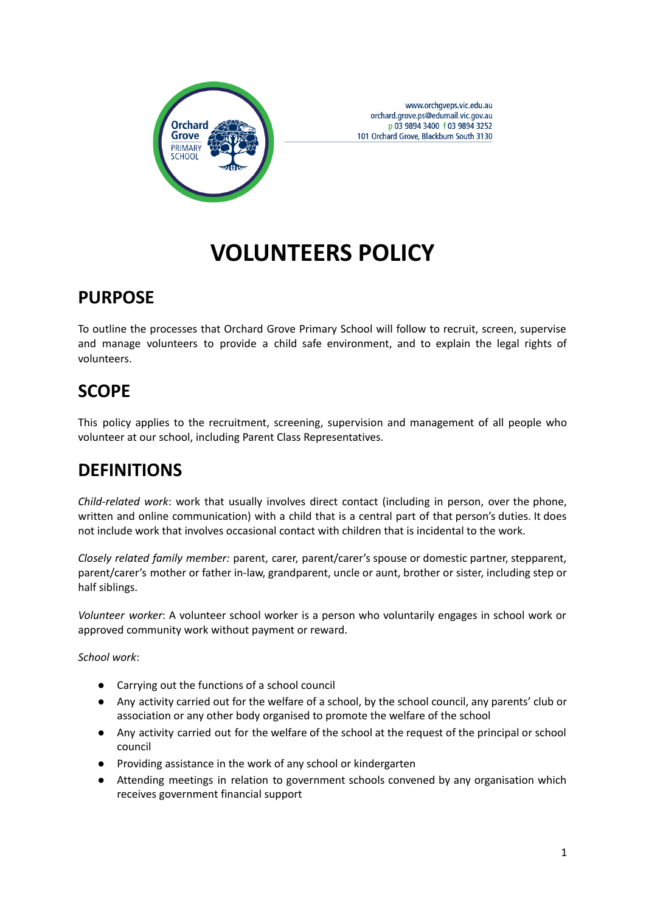www.orchgveps.vic.edu.au
orchard.grove.ps@edumail.vic.gov.au
p 03 9894 3400 f 03 9894 3252
101 Orchard Grove, Blackburn South 3130

# VOLUNTEERS POLICY

## PURPOSE

To outline the processes that Orchard Grove Primary School will follow to recruit, screen, supervise and manage volunteers to provide a child safe environment, and to explain the legal rights of volunteers.

## SCOPE

This policy applies to the recruitment, screening, supervision and management of all people who volunteer at our school, including Parent Class Representatives.

## DEFINITIONS

*Child-related work*: work that usually involves direct contact (including in person, over the phone, written and online communication) with a child that is a central part of that person's duties. It does not include work that involves occasional contact with children that is incidental to the work.

*Closely related family member:* parent, carer, parent/carer's spouse or domestic partner, stepparent, parent/carer's mother or father in-law, grandparent, uncle or aunt, brother or sister, including step or half siblings.

*Volunteer worker*: A volunteer school worker is a person who voluntarily engages in school work or approved community work without payment or reward.

*School work*:

- Carrying out the functions of a school council
- Any activity carried out for the welfare of a school, by the school council, any parents' club or association or any other body organised to promote the welfare of the school
- Any activity carried out for the welfare of the school at the request of the principal or school council
- Providing assistance in the work of any school or kindergarten
- Attending meetings in relation to government schools convened by any organisation which receives government financial support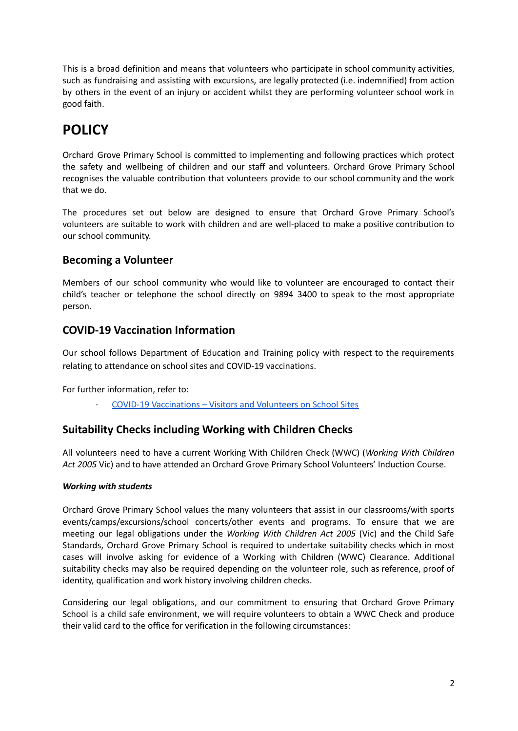This is a broad definition and means that volunteers who participate in school community activities, such as fundraising and assisting with excursions, are legally protected (i.e. indemnified) from action by others in the event of an injury or accident whilst they are performing volunteer school work in good faith.

# POLICY

Orchard Grove Primary School is committed to implementing and following practices which protect the safety and wellbeing of children and our staff and volunteers. Orchard Grove Primary School recognises the valuable contribution that volunteers provide to our school community and the work that we do.

The procedures set out below are designed to ensure that Orchard Grove Primary School's volunteers are suitable to work with children and are well-placed to make a positive contribution to our school community.

## Becoming a Volunteer

Members of our school community who would like to volunteer are encouraged to contact their child's teacher or telephone the school directly on 9894 3400 to speak to the most appropriate person.

## COVID-19 Vaccination Information

Our school follows Department of Education and Training policy with respect to the requirements relating to attendance on school sites and COVID-19 vaccinations.

For further information, refer to:

- COVID-19 Vaccinations – Visitors and Volunteers on School Sites

## Suitability Checks including Working with Children Checks

All volunteers need to have a current Working With Children Check (WWC) (*Working With Children Act 2005* Vic) and to have attended an Orchard Grove Primary School Volunteers' Induction Course.

***Working with students***

Orchard Grove Primary School values the many volunteers that assist in our classrooms/with sports events/camps/excursions/school concerts/other events and programs. To ensure that we are meeting our legal obligations under the *Working With Children Act 2005* (Vic) and the Child Safe Standards, Orchard Grove Primary School is required to undertake suitability checks which in most cases will involve asking for evidence of a Working with Children (WWC) Clearance. Additional suitability checks may also be required depending on the volunteer role, such as reference, proof of identity, qualification and work history involving children checks.

Considering our legal obligations, and our commitment to ensuring that Orchard Grove Primary School is a child safe environment, we will require volunteers to obtain a WWC Check and produce their valid card to the office for verification in the following circumstances: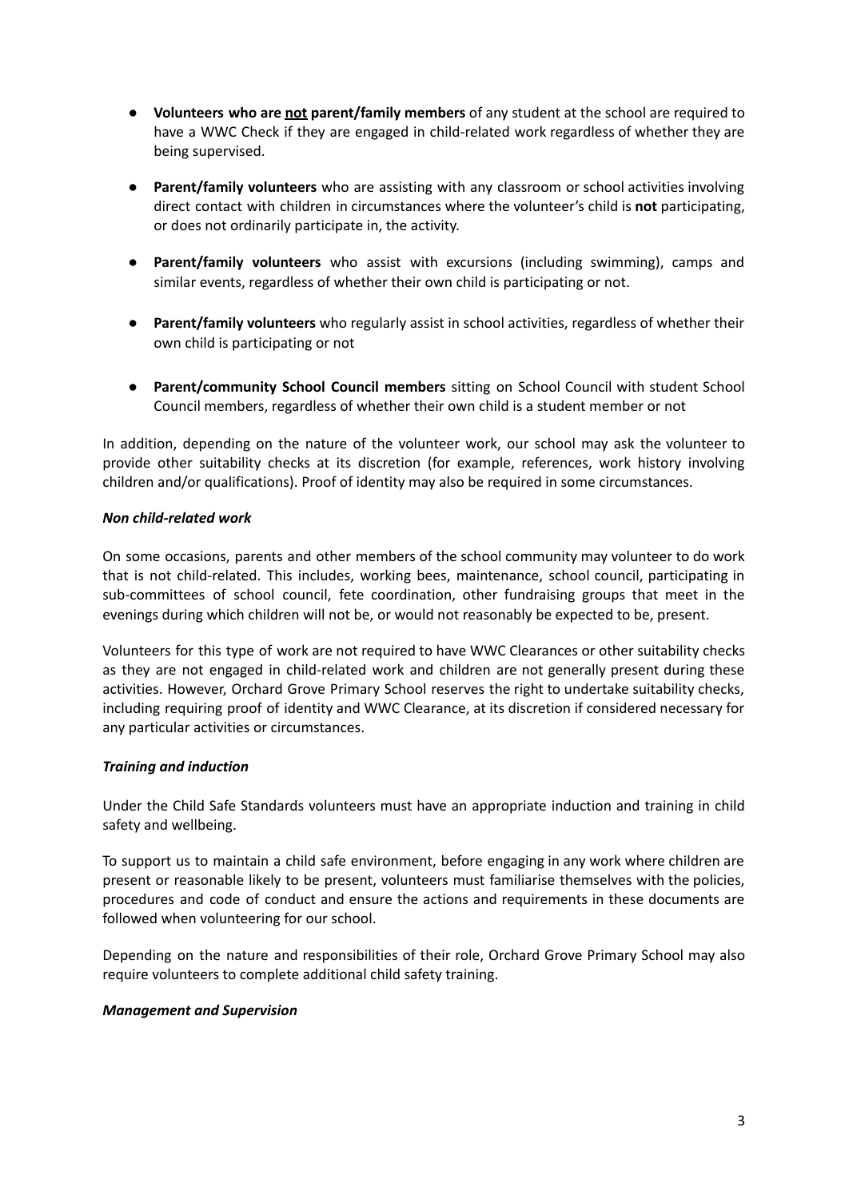- **Volunteers who are <u>not</u> parent/family members** of any student at the school are required to have a WWC Check if they are engaged in child-related work regardless of whether they are being supervised.

- **Parent/family volunteers** who are assisting with any classroom or school activities involving direct contact with children in circumstances where the volunteer's child is **not** participating, or does not ordinarily participate in, the activity.

- **Parent/family volunteers** who assist with excursions (including swimming), camps and similar events, regardless of whether their own child is participating or not.

- **Parent/family volunteers** who regularly assist in school activities, regardless of whether their own child is participating or not

- **Parent/community School Council members** sitting on School Council with student School Council members, regardless of whether their own child is a student member or not

In addition, depending on the nature of the volunteer work, our school may ask the volunteer to provide other suitability checks at its discretion (for example, references, work history involving children and/or qualifications). Proof of identity may also be required in some circumstances.

***Non child-related work***

On some occasions, parents and other members of the school community may volunteer to do work that is not child-related. This includes, working bees, maintenance, school council, participating in sub-committees of school council, fete coordination, other fundraising groups that meet in the evenings during which children will not be, or would not reasonably be expected to be, present.

Volunteers for this type of work are not required to have WWC Clearances or other suitability checks as they are not engaged in child-related work and children are not generally present during these activities. However, Orchard Grove Primary School reserves the right to undertake suitability checks, including requiring proof of identity and WWC Clearance, at its discretion if considered necessary for any particular activities or circumstances.

***Training and induction***

Under the Child Safe Standards volunteers must have an appropriate induction and training in child safety and wellbeing.

To support us to maintain a child safe environment, before engaging in any work where children are present or reasonable likely to be present, volunteers must familiarise themselves with the policies, procedures and code of conduct and ensure the actions and requirements in these documents are followed when volunteering for our school.

Depending on the nature and responsibilities of their role, Orchard Grove Primary School may also require volunteers to complete additional child safety training.

***Management and Supervision***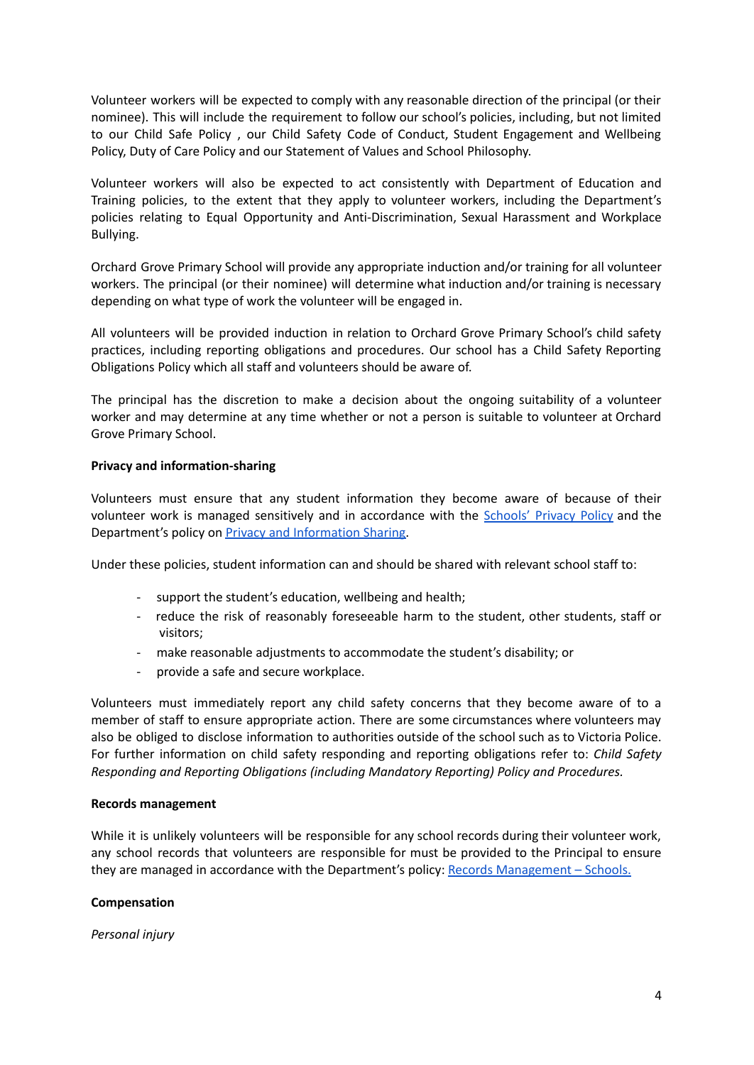Volunteer workers will be expected to comply with any reasonable direction of the principal (or their nominee). This will include the requirement to follow our school's policies, including, but not limited to our Child Safe Policy , our Child Safety Code of Conduct, Student Engagement and Wellbeing Policy, Duty of Care Policy and our Statement of Values and School Philosophy.

Volunteer workers will also be expected to act consistently with Department of Education and Training policies, to the extent that they apply to volunteer workers, including the Department's policies relating to Equal Opportunity and Anti-Discrimination, Sexual Harassment and Workplace Bullying.

Orchard Grove Primary School will provide any appropriate induction and/or training for all volunteer workers. The principal (or their nominee) will determine what induction and/or training is necessary depending on what type of work the volunteer will be engaged in.

All volunteers will be provided induction in relation to Orchard Grove Primary School's child safety practices, including reporting obligations and procedures. Our school has a Child Safety Reporting Obligations Policy which all staff and volunteers should be aware of.

The principal has the discretion to make a decision about the ongoing suitability of a volunteer worker and may determine at any time whether or not a person is suitable to volunteer at Orchard Grove Primary School.

**Privacy and information-sharing**

Volunteers must ensure that any student information they become aware of because of their volunteer work is managed sensitively and in accordance with the Schools' Privacy Policy and the Department's policy on Privacy and Information Sharing.

Under these policies, student information can and should be shared with relevant school staff to:

- support the student's education, wellbeing and health;
- reduce the risk of reasonably foreseeable harm to the student, other students, staff or visitors;
- make reasonable adjustments to accommodate the student's disability; or
- provide a safe and secure workplace.

Volunteers must immediately report any child safety concerns that they become aware of to a member of staff to ensure appropriate action. There are some circumstances where volunteers may also be obliged to disclose information to authorities outside of the school such as to Victoria Police. For further information on child safety responding and reporting obligations refer to: *Child Safety Responding and Reporting Obligations (including Mandatory Reporting) Policy and Procedures.*

**Records management**

While it is unlikely volunteers will be responsible for any school records during their volunteer work, any school records that volunteers are responsible for must be provided to the Principal to ensure they are managed in accordance with the Department's policy: Records Management – Schools.

**Compensation**

*Personal injury*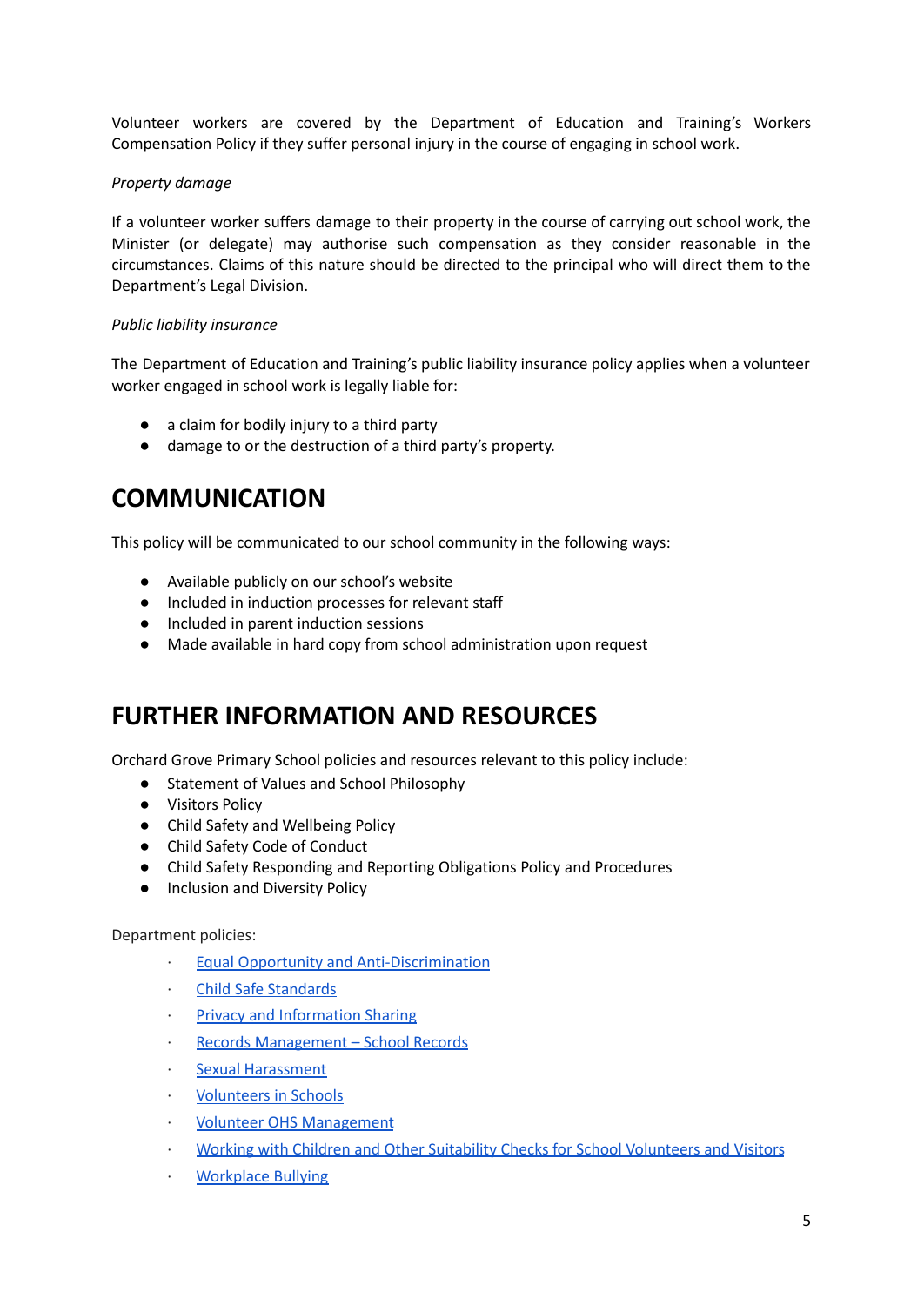Volunteer workers are covered by the Department of Education and Training's Workers Compensation Policy if they suffer personal injury in the course of engaging in school work.

*Property damage*

If a volunteer worker suffers damage to their property in the course of carrying out school work, the Minister (or delegate) may authorise such compensation as they consider reasonable in the circumstances. Claims of this nature should be directed to the principal who will direct them to the Department's Legal Division.

*Public liability insurance*

The Department of Education and Training's public liability insurance policy applies when a volunteer worker engaged in school work is legally liable for:

- a claim for bodily injury to a third party
- damage to or the destruction of a third party's property.

## COMMUNICATION

This policy will be communicated to our school community in the following ways:

- Available publicly on our school's website
- Included in induction processes for relevant staff
- Included in parent induction sessions
- Made available in hard copy from school administration upon request

## FURTHER INFORMATION AND RESOURCES

Orchard Grove Primary School policies and resources relevant to this policy include:

- Statement of Values and School Philosophy
- Visitors Policy
- Child Safety and Wellbeing Policy
- Child Safety Code of Conduct
- Child Safety Responding and Reporting Obligations Policy and Procedures
- Inclusion and Diversity Policy

Department policies:

- Equal Opportunity and Anti-Discrimination
- Child Safe Standards
- Privacy and Information Sharing
- Records Management – School Records
- Sexual Harassment
- Volunteers in Schools
- Volunteer OHS Management
- Working with Children and Other Suitability Checks for School Volunteers and Visitors
- Workplace Bullying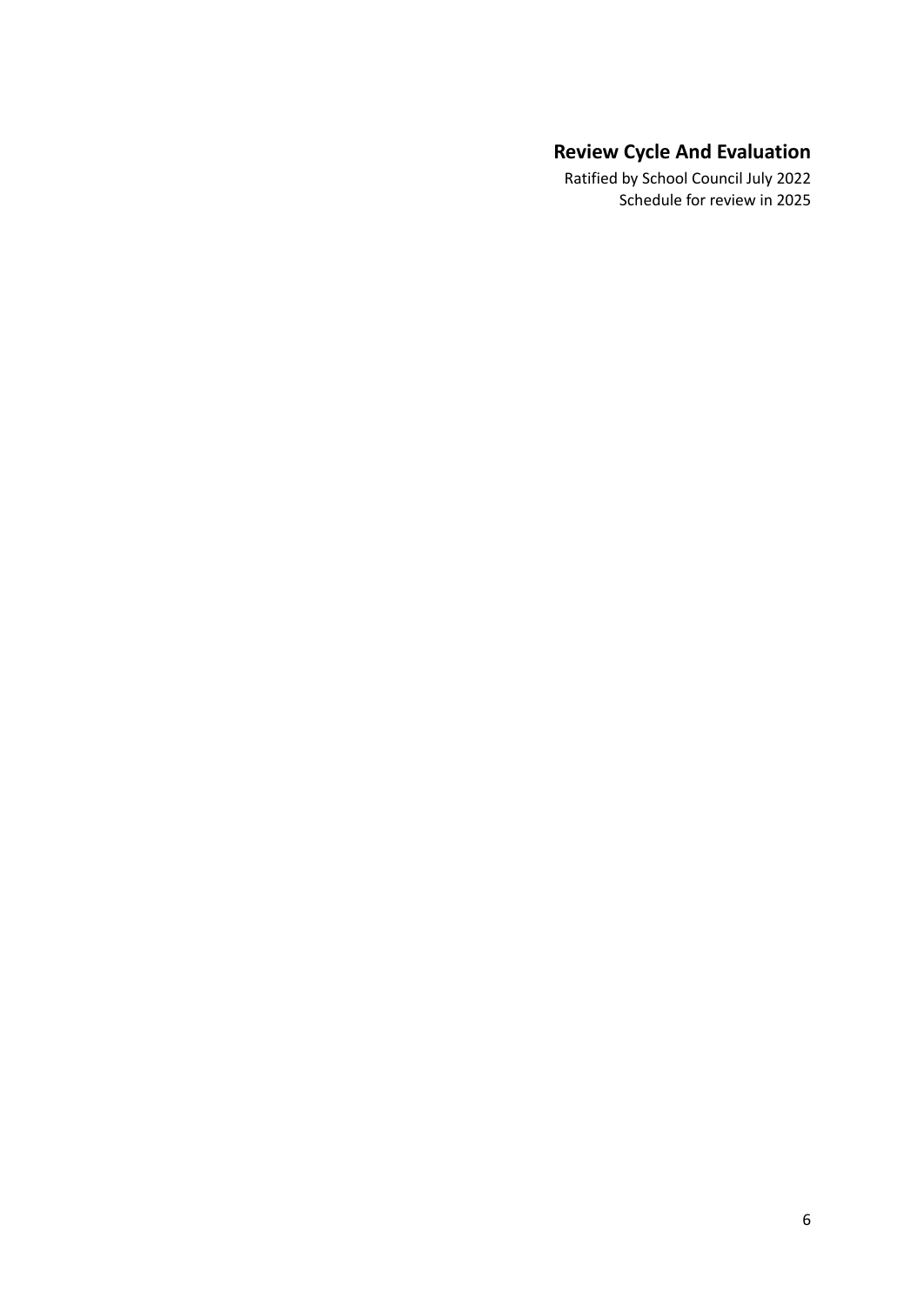## Review Cycle And Evaluation

Ratified by School Council July 2022
Schedule for review in 2025